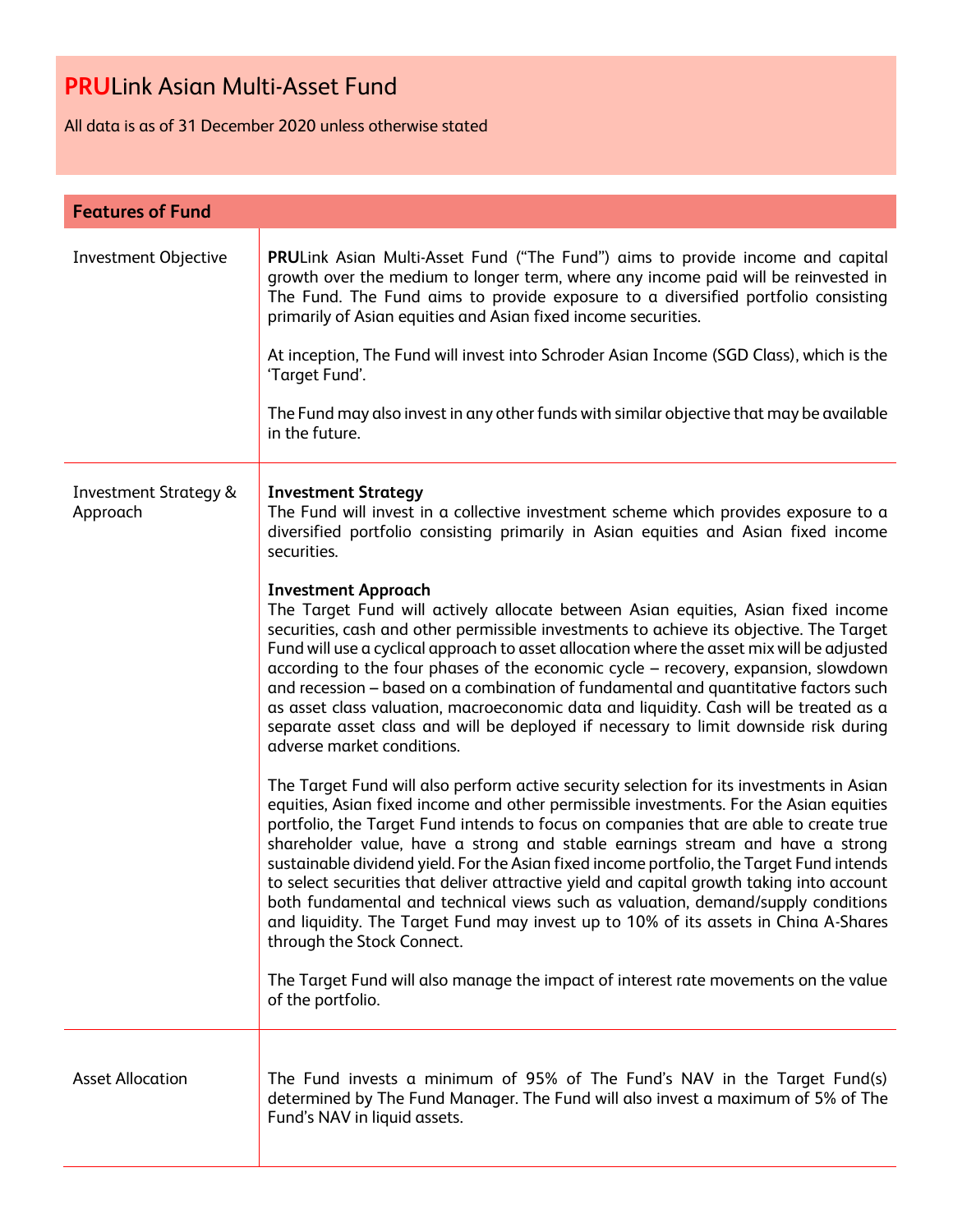# **PRU**Link Asian Multi-Asset Fund

All data is as of 31 December 2020 unless otherwise stated

## Features of Fund

| | |
|---|---|
| Investment Objective | **PRU**Link Asian Multi-Asset Fund ("The Fund") aims to provide income and capital growth over the medium to longer term, where any income paid will be reinvested in The Fund. The Fund aims to provide exposure to a diversified portfolio consisting primarily of Asian equities and Asian fixed income securities.<br><br>At inception, The Fund will invest into Schroder Asian Income (SGD Class), which is the 'Target Fund'.<br><br>The Fund may also invest in any other funds with similar objective that may be available in the future. |
| Investment Strategy & Approach | **Investment Strategy**<br>The Fund will invest in a collective investment scheme which provides exposure to a diversified portfolio consisting primarily in Asian equities and Asian fixed income securities.<br><br>**Investment Approach**<br>The Target Fund will actively allocate between Asian equities, Asian fixed income securities, cash and other permissible investments to achieve its objective. The Target Fund will use a cyclical approach to asset allocation where the asset mix will be adjusted according to the four phases of the economic cycle – recovery, expansion, slowdown and recession – based on a combination of fundamental and quantitative factors such as asset class valuation, macroeconomic data and liquidity. Cash will be treated as a separate asset class and will be deployed if necessary to limit downside risk during adverse market conditions.<br><br>The Target Fund will also perform active security selection for its investments in Asian equities, Asian fixed income and other permissible investments. For the Asian equities portfolio, the Target Fund intends to focus on companies that are able to create true shareholder value, have a strong and stable earnings stream and have a strong sustainable dividend yield. For the Asian fixed income portfolio, the Target Fund intends to select securities that deliver attractive yield and capital growth taking into account both fundamental and technical views such as valuation, demand/supply conditions and liquidity. The Target Fund may invest up to 10% of its assets in China A-Shares through the Stock Connect.<br><br>The Target Fund will also manage the impact of interest rate movements on the value of the portfolio. |
| Asset Allocation | The Fund invests a minimum of 95% of The Fund's NAV in the Target Fund(s) determined by The Fund Manager. The Fund will also invest a maximum of 5% of The Fund's NAV in liquid assets. |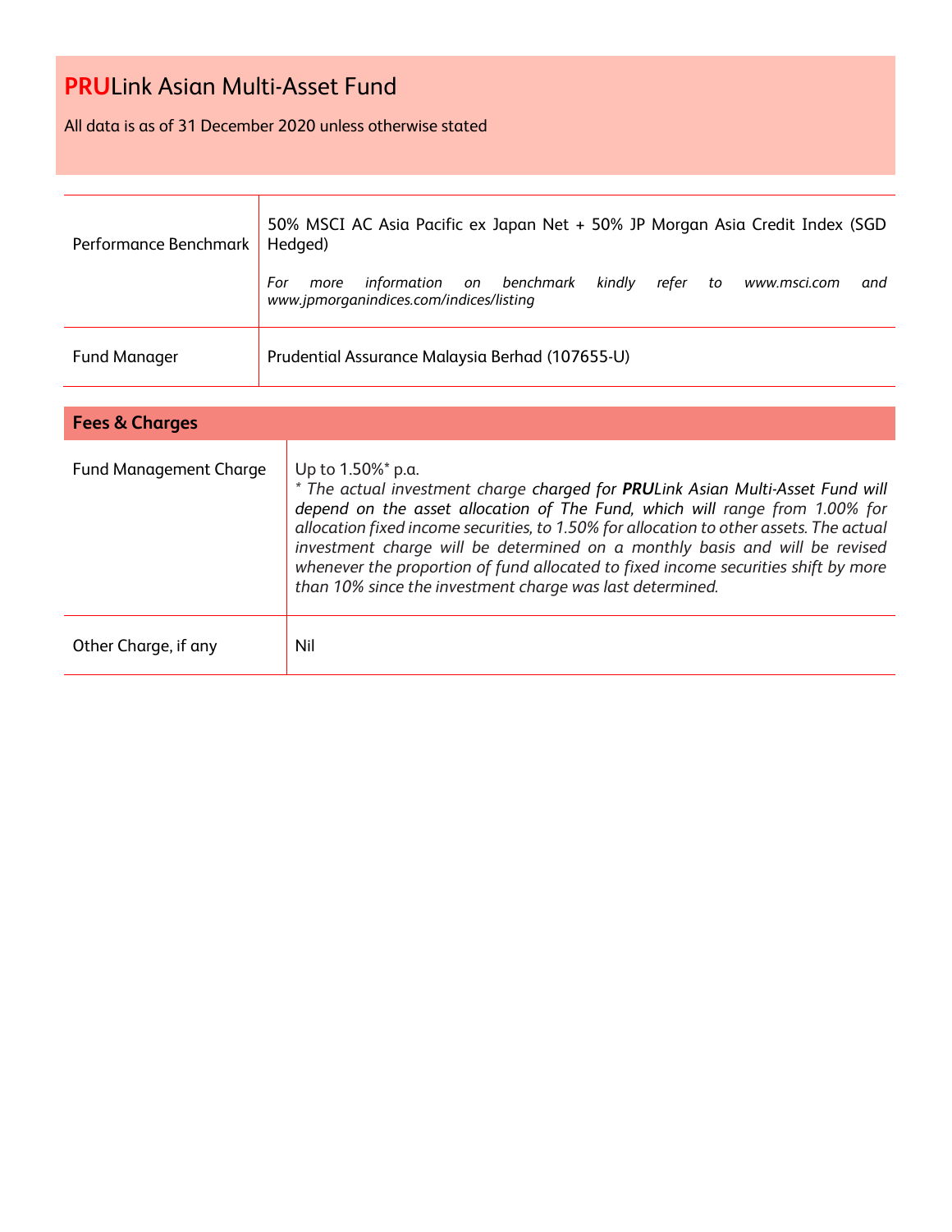# **PRU**Link Asian Multi-Asset Fund

All data is as of 31 December 2020 unless otherwise stated

| | |
|---|---|
| Performance Benchmark | 50% MSCI AC Asia Pacific ex Japan Net + 50% JP Morgan Asia Credit Index (SGD Hedged)<br><br>*For more information on benchmark kindly refer to www.msci.com and www.jpmorganindices.com/indices/listing* |
| Fund Manager | Prudential Assurance Malaysia Berhad (107655-U) |

| **Fees & Charges** | |
|---|---|
| Fund Management Charge | Up to 1.50%* p.a.<br>*\* The actual investment charge charged for **PRU**Link Asian Multi-Asset Fund will depend on the asset allocation of The Fund, which will range from 1.00% for allocation fixed income securities, to 1.50% for allocation to other assets. The actual investment charge will be determined on a monthly basis and will be revised whenever the proportion of fund allocated to fixed income securities shift by more than 10% since the investment charge was last determined.* |
| Other Charge, if any | Nil |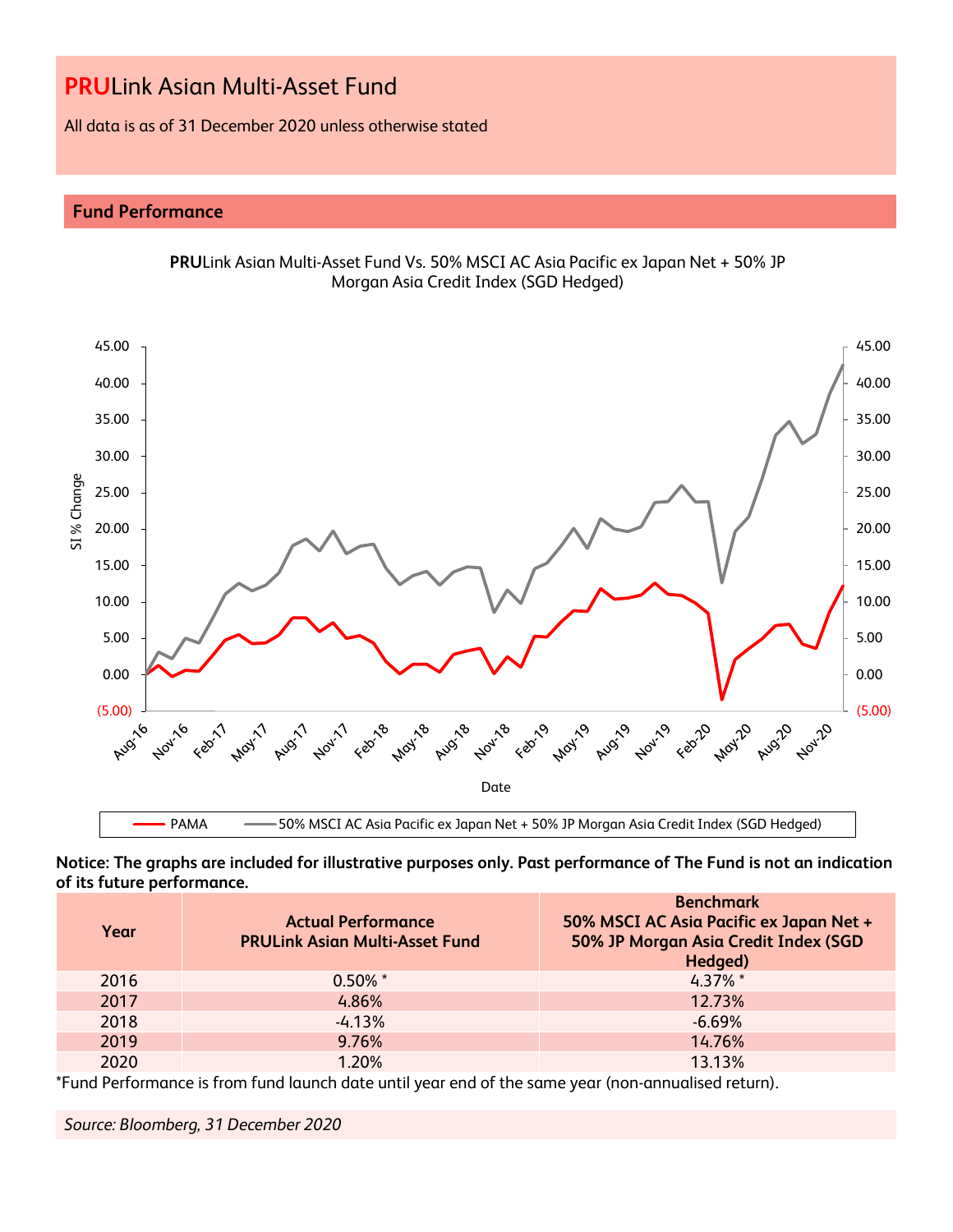# **PRU**Link Asian Multi-Asset Fund

All data is as of 31 December 2020 unless otherwise stated

## Fund Performance

**PRU**Link Asian Multi-Asset Fund Vs. 50% MSCI AC Asia Pacific ex Japan Net + 50% JP Morgan Asia Credit Index (SGD Hedged)

**Notice: The graphs are included for illustrative purposes only. Past performance of The Fund is not an indication of its future performance.**

| Year | Actual Performance PRULink Asian Multi-Asset Fund | Benchmark 50% MSCI AC Asia Pacific ex Japan Net + 50% JP Morgan Asia Credit Index (SGD Hedged) |
|---|---|---|
| 2016 | 0.50% * | 4.37% * |
| 2017 | 4.86% | 12.73% |
| 2018 | -4.13% | -6.69% |
| 2019 | 9.76% | 14.76% |
| 2020 | 1.20% | 13.13% |

*Fund Performance is from fund launch date until year end of the same year (non-annualised return).

*Source: Bloomberg, 31 December 2020*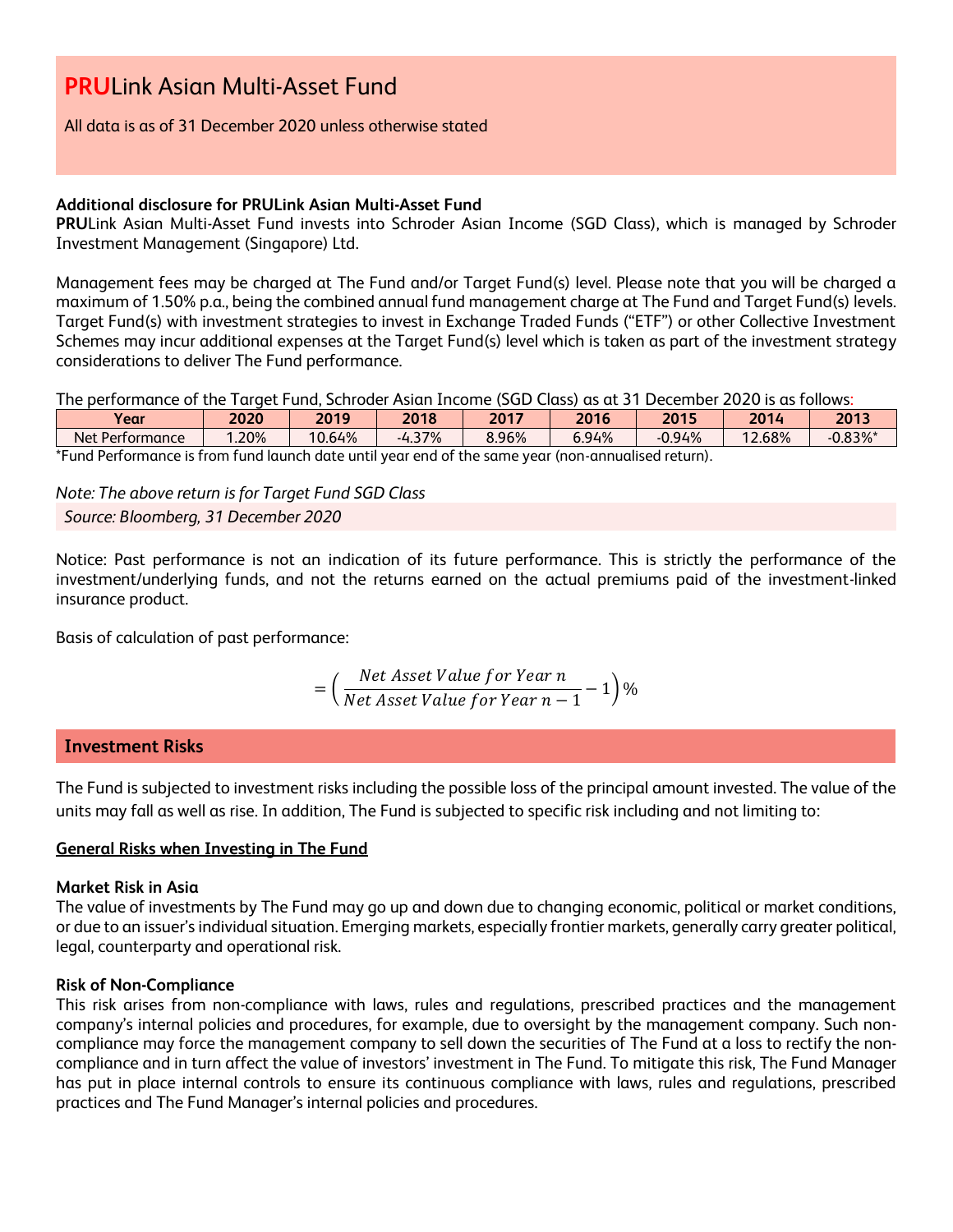# **PRU**Link Asian Multi-Asset Fund

All data is as of 31 December 2020 unless otherwise stated

**Additional disclosure for PRULink Asian Multi-Asset Fund**

**PRU**Link Asian Multi-Asset Fund invests into Schroder Asian Income (SGD Class), which is managed by Schroder Investment Management (Singapore) Ltd.

Management fees may be charged at The Fund and/or Target Fund(s) level. Please note that you will be charged a maximum of 1.50% p.a., being the combined annual fund management charge at The Fund and Target Fund(s) levels. Target Fund(s) with investment strategies to invest in Exchange Traded Funds ("ETF") or other Collective Investment Schemes may incur additional expenses at the Target Fund(s) level which is taken as part of the investment strategy considerations to deliver The Fund performance.

The performance of the Target Fund, Schroder Asian Income (SGD Class) as at 31 December 2020 is as follows:

| Year | 2020 | 2019 | 2018 | 2017 | 2016 | 2015 | 2014 | 2013 |
|---|---|---|---|---|---|---|---|---|
| Net Performance | 1.20% | 10.64% | -4.37% | 8.96% | 6.94% | -0.94% | 12.68% | -0.83%* |

*Fund Performance is from fund launch date until year end of the same year (non-annualised return).

*Note: The above return is for Target Fund SGD Class*

*Source: Bloomberg, 31 December 2020*

Notice: Past performance is not an indication of its future performance. This is strictly the performance of the investment/underlying funds, and not the returns earned on the actual premiums paid of the investment-linked insurance product.

Basis of calculation of past performance:

$$= \left( \frac{Net\ Asset\ Value\ for\ Year\ n}{Net\ Asset\ Value\ for\ Year\ n-1} - 1 \right) \%$$

## Investment Risks

The Fund is subjected to investment risks including the possible loss of the principal amount invested. The value of the units may fall as well as rise. In addition, The Fund is subjected to specific risk including and not limiting to:

**General Risks when Investing in The Fund**

**Market Risk in Asia**

The value of investments by The Fund may go up and down due to changing economic, political or market conditions, or due to an issuer's individual situation. Emerging markets, especially frontier markets, generally carry greater political, legal, counterparty and operational risk.

**Risk of Non-Compliance**

This risk arises from non-compliance with laws, rules and regulations, prescribed practices and the management company's internal policies and procedures, for example, due to oversight by the management company. Such non-compliance may force the management company to sell down the securities of The Fund at a loss to rectify the non-compliance and in turn affect the value of investors' investment in The Fund. To mitigate this risk, The Fund Manager has put in place internal controls to ensure its continuous compliance with laws, rules and regulations, prescribed practices and The Fund Manager's internal policies and procedures.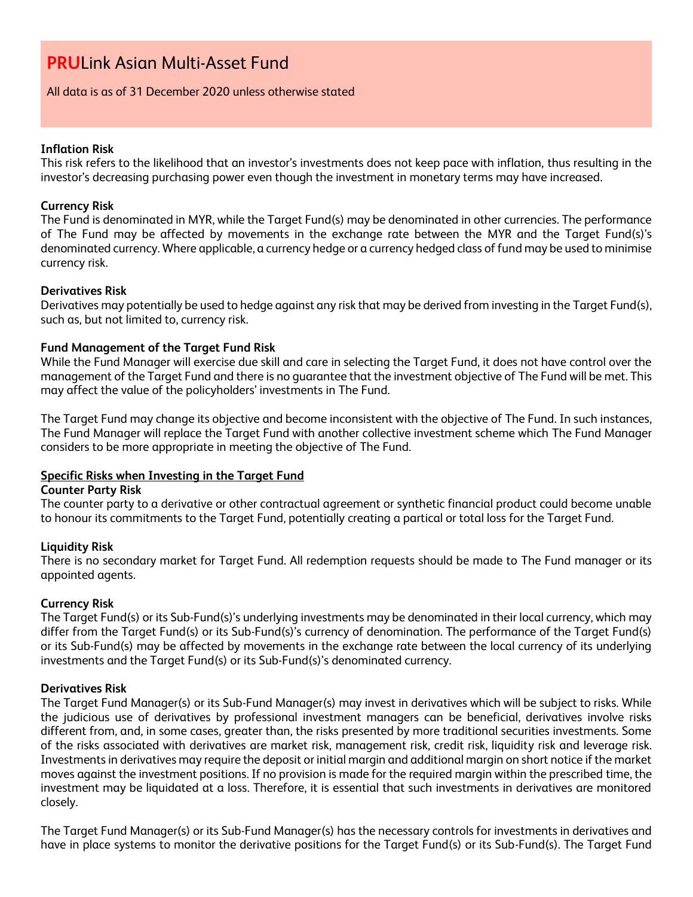# **PRU**Link Asian Multi-Asset Fund

All data is as of 31 December 2020 unless otherwise stated

**Inflation Risk**

This risk refers to the likelihood that an investor's investments does not keep pace with inflation, thus resulting in the investor's decreasing purchasing power even though the investment in monetary terms may have increased.

**Currency Risk**

The Fund is denominated in MYR, while the Target Fund(s) may be denominated in other currencies. The performance of The Fund may be affected by movements in the exchange rate between the MYR and the Target Fund(s)'s denominated currency. Where applicable, a currency hedge or a currency hedged class of fund may be used to minimise currency risk.

**Derivatives Risk**

Derivatives may potentially be used to hedge against any risk that may be derived from investing in the Target Fund(s), such as, but not limited to, currency risk.

**Fund Management of the Target Fund Risk**

While the Fund Manager will exercise due skill and care in selecting the Target Fund, it does not have control over the management of the Target Fund and there is no guarantee that the investment objective of The Fund will be met. This may affect the value of the policyholders' investments in The Fund.

The Target Fund may change its objective and become inconsistent with the objective of The Fund. In such instances, The Fund Manager will replace the Target Fund with another collective investment scheme which The Fund Manager considers to be more appropriate in meeting the objective of The Fund.

**Specific Risks when Investing in the Target Fund**

**Counter Party Risk**

The counter party to a derivative or other contractual agreement or synthetic financial product could become unable to honour its commitments to the Target Fund, potentially creating a partical or total loss for the Target Fund.

**Liquidity Risk**

There is no secondary market for Target Fund. All redemption requests should be made to The Fund manager or its appointed agents.

**Currency Risk**

The Target Fund(s) or its Sub-Fund(s)'s underlying investments may be denominated in their local currency, which may differ from the Target Fund(s) or its Sub-Fund(s)'s currency of denomination. The performance of the Target Fund(s) or its Sub-Fund(s) may be affected by movements in the exchange rate between the local currency of its underlying investments and the Target Fund(s) or its Sub-Fund(s)'s denominated currency.

**Derivatives Risk**

The Target Fund Manager(s) or its Sub-Fund Manager(s) may invest in derivatives which will be subject to risks. While the judicious use of derivatives by professional investment managers can be beneficial, derivatives involve risks different from, and, in some cases, greater than, the risks presented by more traditional securities investments. Some of the risks associated with derivatives are market risk, management risk, credit risk, liquidity risk and leverage risk. Investments in derivatives may require the deposit or initial margin and additional margin on short notice if the market moves against the investment positions. If no provision is made for the required margin within the prescribed time, the investment may be liquidated at a loss. Therefore, it is essential that such investments in derivatives are monitored closely.

The Target Fund Manager(s) or its Sub-Fund Manager(s) has the necessary controls for investments in derivatives and have in place systems to monitor the derivative positions for the Target Fund(s) or its Sub-Fund(s). The Target Fund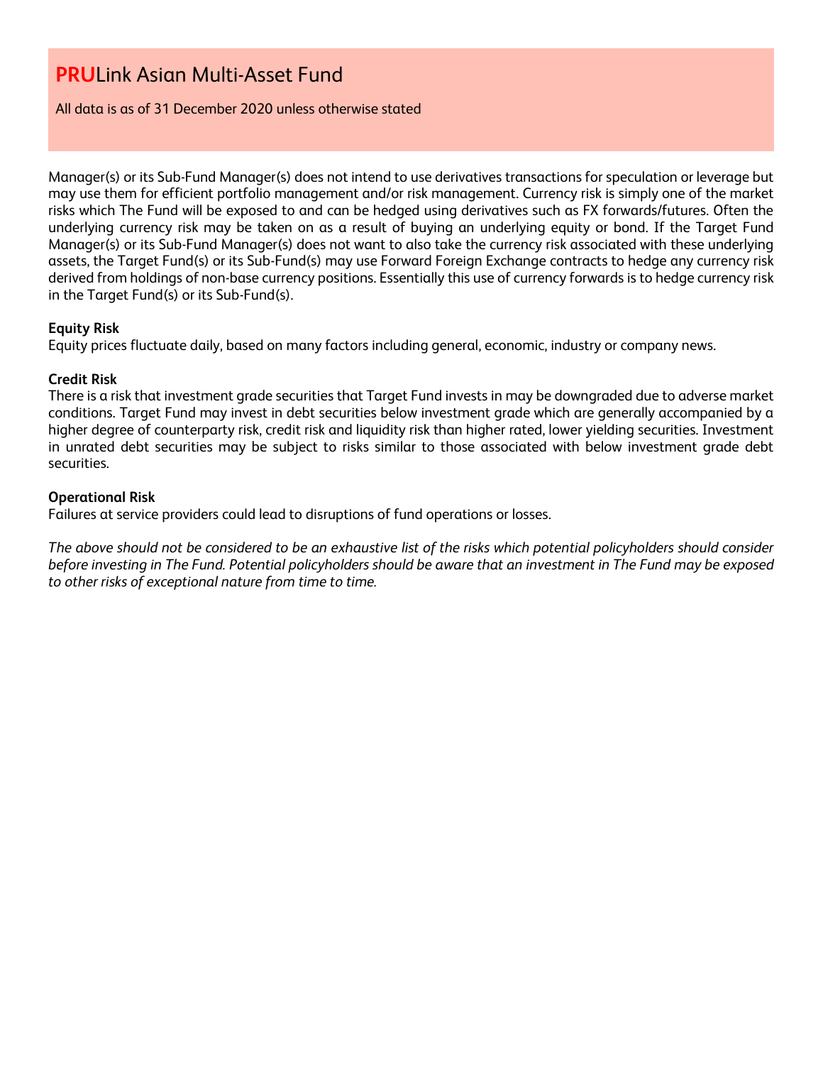Manager(s) or its Sub-Fund Manager(s) does not intend to use derivatives transactions for speculation or leverage but may use them for efficient portfolio management and/or risk management. Currency risk is simply one of the market risks which The Fund will be exposed to and can be hedged using derivatives such as FX forwards/futures. Often the underlying currency risk may be taken on as a result of buying an underlying equity or bond. If the Target Fund Manager(s) or its Sub-Fund Manager(s) does not want to also take the currency risk associated with these underlying assets, the Target Fund(s) or its Sub-Fund(s) may use Forward Foreign Exchange contracts to hedge any currency risk derived from holdings of non-base currency positions. Essentially this use of currency forwards is to hedge currency risk in the Target Fund(s) or its Sub-Fund(s).

**Equity Risk**
Equity prices fluctuate daily, based on many factors including general, economic, industry or company news.

**Credit Risk**
There is a risk that investment grade securities that Target Fund invests in may be downgraded due to adverse market conditions. Target Fund may invest in debt securities below investment grade which are generally accompanied by a higher degree of counterparty risk, credit risk and liquidity risk than higher rated, lower yielding securities. Investment in unrated debt securities may be subject to risks similar to those associated with below investment grade debt securities.

**Operational Risk**
Failures at service providers could lead to disruptions of fund operations or losses.

*The above should not be considered to be an exhaustive list of the risks which potential policyholders should consider before investing in The Fund. Potential policyholders should be aware that an investment in The Fund may be exposed to other risks of exceptional nature from time to time.*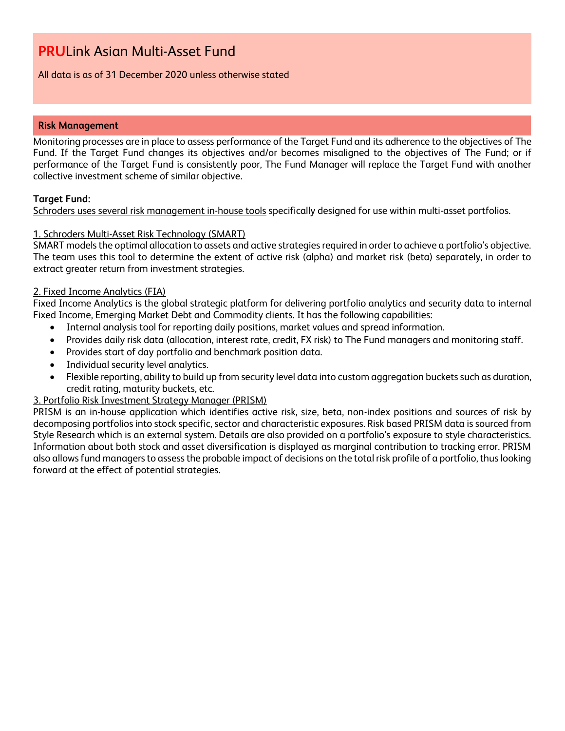# PRULink Asian Multi-Asset Fund

All data is as of 31 December 2020 unless otherwise stated

## Risk Management

Monitoring processes are in place to assess performance of the Target Fund and its adherence to the objectives of The Fund. If the Target Fund changes its objectives and/or becomes misaligned to the objectives of The Fund; or if performance of the Target Fund is consistently poor, The Fund Manager will replace the Target Fund with another collective investment scheme of similar objective.

**Target Fund:**

Schroders uses several risk management in-house tools specifically designed for use within multi-asset portfolios.

1. Schroders Multi-Asset Risk Technology (SMART)

SMART models the optimal allocation to assets and active strategies required in order to achieve a portfolio's objective. The team uses this tool to determine the extent of active risk (alpha) and market risk (beta) separately, in order to extract greater return from investment strategies.

2. Fixed Income Analytics (FIA)

Fixed Income Analytics is the global strategic platform for delivering portfolio analytics and security data to internal Fixed Income, Emerging Market Debt and Commodity clients. It has the following capabilities:

- Internal analysis tool for reporting daily positions, market values and spread information.
- Provides daily risk data (allocation, interest rate, credit, FX risk) to The Fund managers and monitoring staff.
- Provides start of day portfolio and benchmark position data.
- Individual security level analytics.
- Flexible reporting, ability to build up from security level data into custom aggregation buckets such as duration, credit rating, maturity buckets, etc.

3. Portfolio Risk Investment Strategy Manager (PRISM)

PRISM is an in-house application which identifies active risk, size, beta, non-index positions and sources of risk by decomposing portfolios into stock specific, sector and characteristic exposures. Risk based PRISM data is sourced from Style Research which is an external system. Details are also provided on a portfolio's exposure to style characteristics. Information about both stock and asset diversification is displayed as marginal contribution to tracking error. PRISM also allows fund managers to assess the probable impact of decisions on the total risk profile of a portfolio, thus looking forward at the effect of potential strategies.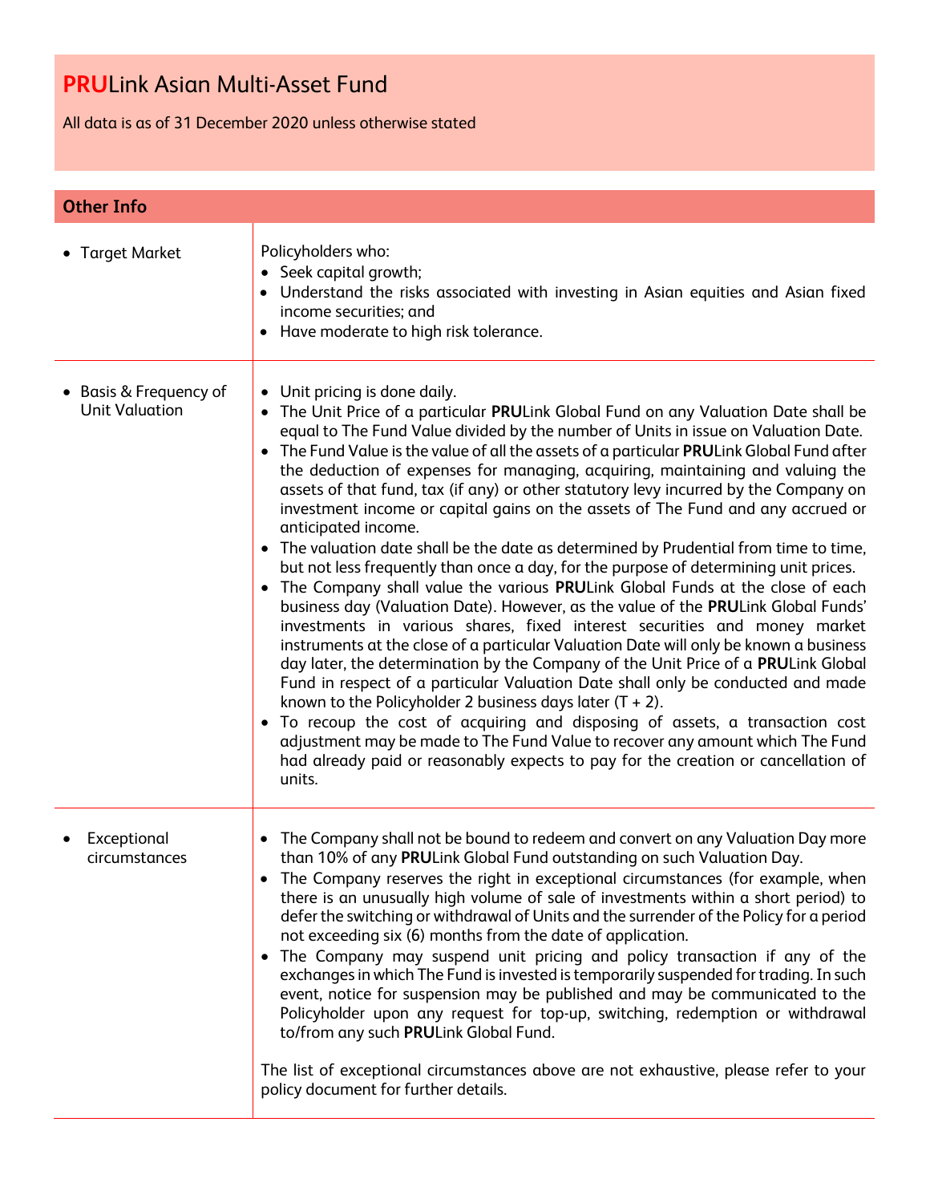# **PRU**Link Asian Multi-Asset Fund

All data is as of 31 December 2020 unless otherwise stated

## Other Info

| | |
|---|---|
| • Target Market | Policyholders who:<br>• Seek capital growth;<br>• Understand the risks associated with investing in Asian equities and Asian fixed income securities; and<br>• Have moderate to high risk tolerance. |
| • Basis & Frequency of Unit Valuation | • Unit pricing is done daily.<br>• The Unit Price of a particular **PRU**Link Global Fund on any Valuation Date shall be equal to The Fund Value divided by the number of Units in issue on Valuation Date.<br>• The Fund Value is the value of all the assets of a particular **PRU**Link Global Fund after the deduction of expenses for managing, acquiring, maintaining and valuing the assets of that fund, tax (if any) or other statutory levy incurred by the Company on investment income or capital gains on the assets of The Fund and any accrued or anticipated income.<br>• The valuation date shall be the date as determined by Prudential from time to time, but not less frequently than once a day, for the purpose of determining unit prices.<br>• The Company shall value the various **PRU**Link Global Funds at the close of each business day (Valuation Date). However, as the value of the **PRU**Link Global Funds' investments in various shares, fixed interest securities and money market instruments at the close of a particular Valuation Date will only be known a business day later, the determination by the Company of the Unit Price of a **PRU**Link Global Fund in respect of a particular Valuation Date shall only be conducted and made known to the Policyholder 2 business days later (T + 2).<br>• To recoup the cost of acquiring and disposing of assets, a transaction cost adjustment may be made to The Fund Value to recover any amount which The Fund had already paid or reasonably expects to pay for the creation or cancellation of units. |
| • Exceptional circumstances | • The Company shall not be bound to redeem and convert on any Valuation Day more than 10% of any **PRU**Link Global Fund outstanding on such Valuation Day.<br>• The Company reserves the right in exceptional circumstances (for example, when there is an unusually high volume of sale of investments within a short period) to defer the switching or withdrawal of Units and the surrender of the Policy for a period not exceeding six (6) months from the date of application.<br>• The Company may suspend unit pricing and policy transaction if any of the exchanges in which The Fund is invested is temporarily suspended for trading. In such event, notice for suspension may be published and may be communicated to the Policyholder upon any request for top-up, switching, redemption or withdrawal to/from any such **PRU**Link Global Fund.<br><br>The list of exceptional circumstances above are not exhaustive, please refer to your policy document for further details. |